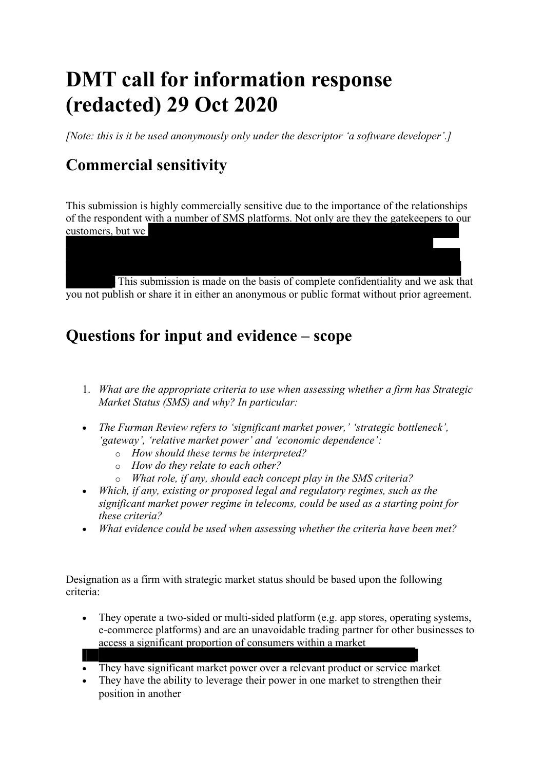# DMT call for information response (redacted) 29 Oct 2020

*[Note: this is it be used anonymously only under the descriptor 'a software developer'.]*

## Commercial sensitivity

This submission is highly commercially sensitive due to the importance of the relationships of the respondent with a number of SMS platforms. Not only are they the gatekeepers to our customers, but we [redacted] This submission is made on the basis of complete confidentiality and we ask that you not publish or share it in either an anonymous or public format without prior agreement.

## Questions for input and evidence – scope

1. *What are the appropriate criteria to use when assessing whether a firm has Strategic Market Status (SMS) and why? In particular:*

- *The Furman Review refers to 'significant market power,' 'strategic bottleneck', 'gateway', 'relative market power' and 'economic dependence':*
  - *How should these terms be interpreted?*
  - *How do they relate to each other?*
  - *What role, if any, should each concept play in the SMS criteria?*
- *Which, if any, existing or proposed legal and regulatory regimes, such as the significant market power regime in telecoms, could be used as a starting point for these criteria?*
- *What evidence could be used when assessing whether the criteria have been met?*

Designation as a firm with strategic market status should be based upon the following criteria:

- They operate a two-sided or multi-sided platform (e.g. app stores, operating systems, e-commerce platforms) and are an unavoidable trading partner for other businesses to access a significant proportion of consumers within a market [redacted]
- They have significant market power over a relevant product or service market
- They have the ability to leverage their power in one market to strengthen their position in another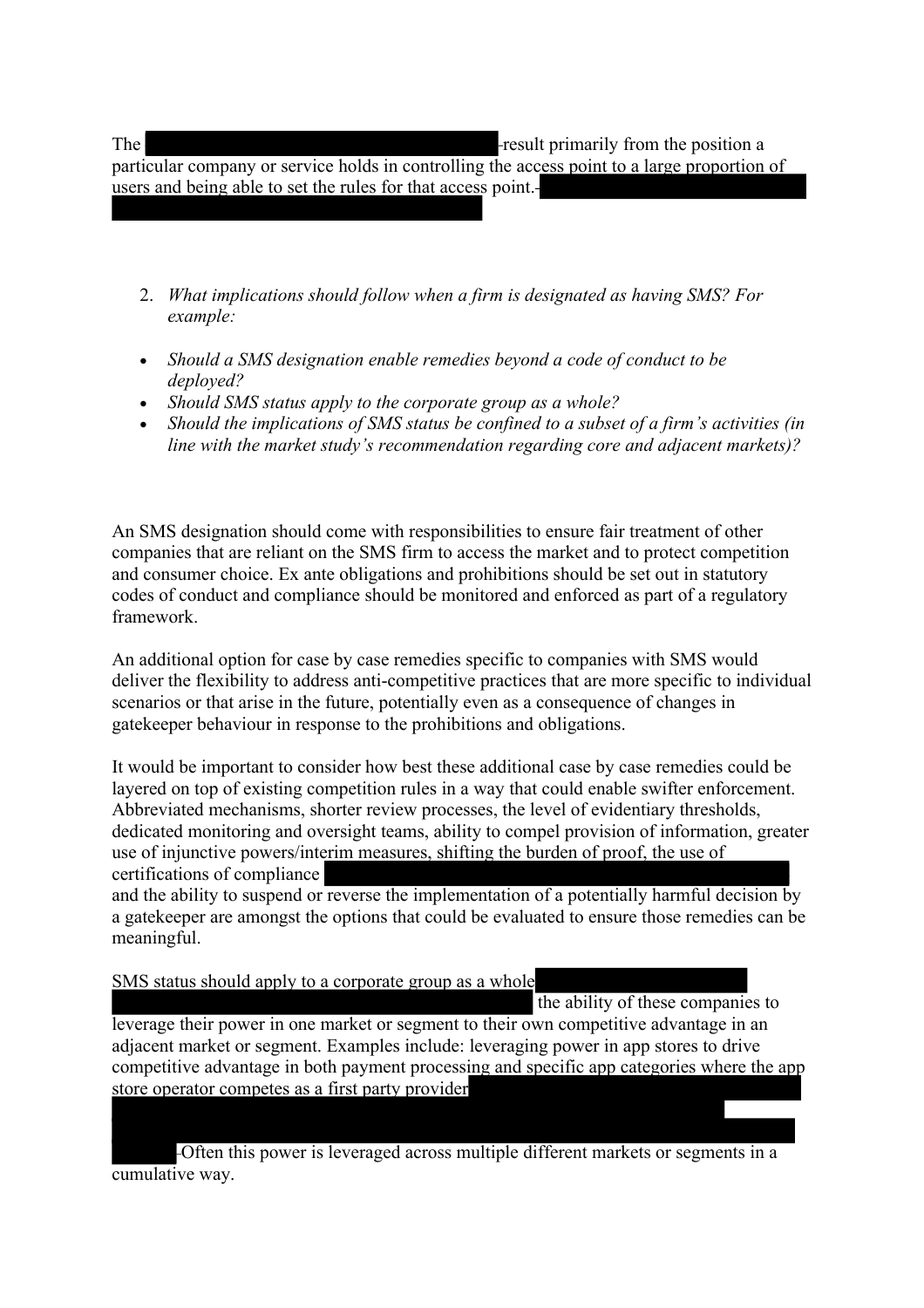The result primarily from the position a particular company or service holds in controlling the access point to a large proportion of users and being able to set the rules for that access point.

2. *What implications should follow when a firm is designated as having SMS? For example:*

- *Should a SMS designation enable remedies beyond a code of conduct to be deployed?*
- *Should SMS status apply to the corporate group as a whole?*
- *Should the implications of SMS status be confined to a subset of a firm's activities (in line with the market study's recommendation regarding core and adjacent markets)?*

An SMS designation should come with responsibilities to ensure fair treatment of other companies that are reliant on the SMS firm to access the market and to protect competition and consumer choice. Ex ante obligations and prohibitions should be set out in statutory codes of conduct and compliance should be monitored and enforced as part of a regulatory framework.

An additional option for case by case remedies specific to companies with SMS would deliver the flexibility to address anti-competitive practices that are more specific to individual scenarios or that arise in the future, potentially even as a consequence of changes in gatekeeper behaviour in response to the prohibitions and obligations.

It would be important to consider how best these additional case by case remedies could be layered on top of existing competition rules in a way that could enable swifter enforcement. Abbreviated mechanisms, shorter review processes, the level of evidentiary thresholds, dedicated monitoring and oversight teams, ability to compel provision of information, greater use of injunctive powers/interim measures, shifting the burden of proof, the use of certifications of compliance and the ability to suspend or reverse the implementation of a potentially harmful decision by a gatekeeper are amongst the options that could be evaluated to ensure those remedies can be meaningful.

SMS status should apply to a corporate group as a whole the ability of these companies to leverage their power in one market or segment to their own competitive advantage in an adjacent market or segment. Examples include: leveraging power in app stores to drive competitive advantage in both payment processing and specific app categories where the app store operator competes as a first party provider Often this power is leveraged across multiple different markets or segments in a cumulative way.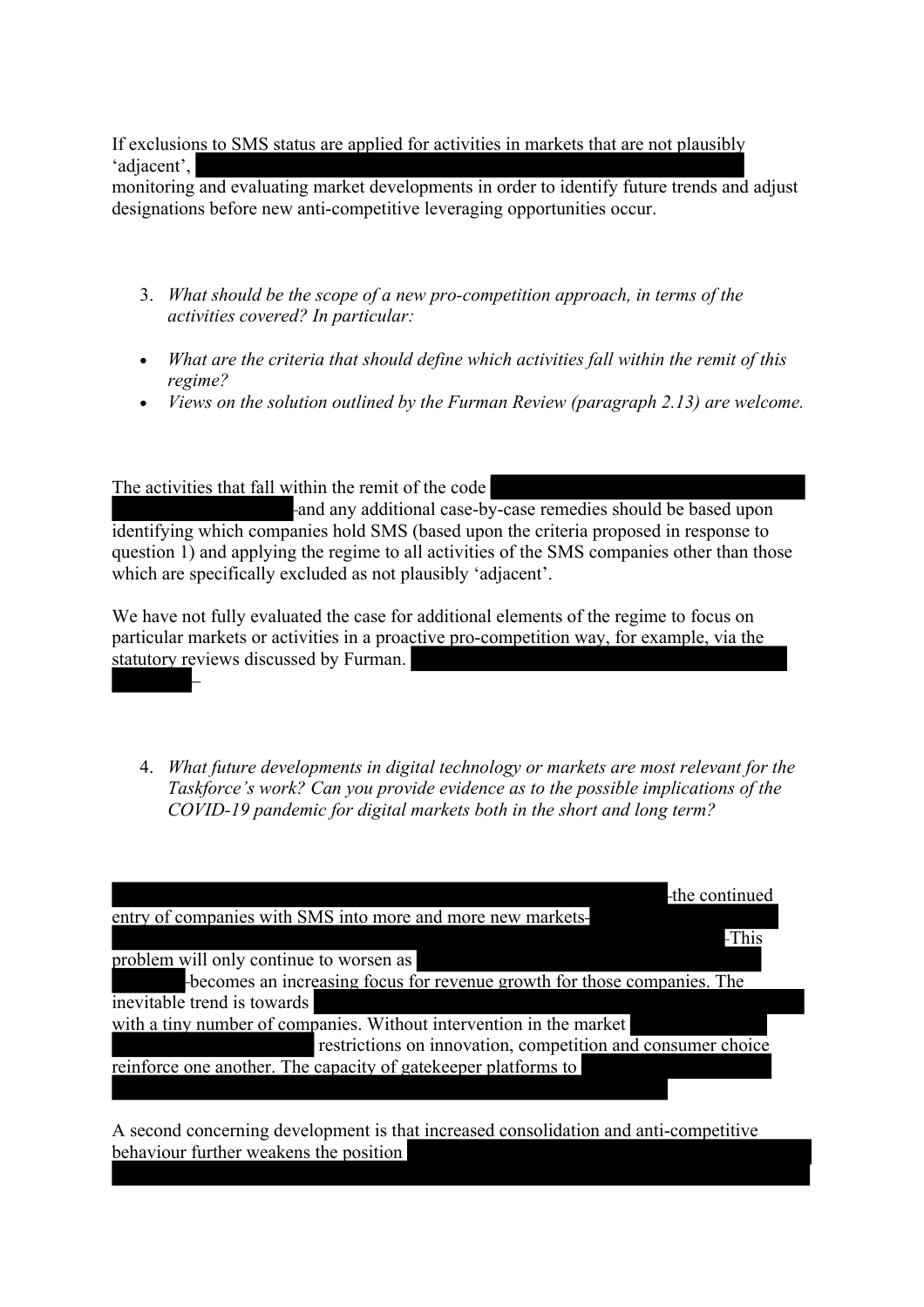If exclusions to SMS status are applied for activities in markets that are not plausibly 'adjacent', monitoring and evaluating market developments in order to identify future trends and adjust designations before new anti-competitive leveraging opportunities occur.

3. *What should be the scope of a new pro-competition approach, in terms of the activities covered? In particular:*

- *What are the criteria that should define which activities fall within the remit of this regime?*
- *Views on the solution outlined by the Furman Review (paragraph 2.13) are welcome.*

The activities that fall within the remit of the code and any additional case-by-case remedies should be based upon identifying which companies hold SMS (based upon the criteria proposed in response to question 1) and applying the regime to all activities of the SMS companies other than those which are specifically excluded as not plausibly 'adjacent'.

We have not fully evaluated the case for additional elements of the regime to focus on particular markets or activities in a proactive pro-competition way, for example, via the statutory reviews discussed by Furman.

4. *What future developments in digital technology or markets are most relevant for the Taskforce's work? Can you provide evidence as to the possible implications of the COVID-19 pandemic for digital markets both in the short and long term?*

the continued entry of companies with SMS into more and more new markets. This problem will only continue to worsen as becomes an increasing focus for revenue growth for those companies. The inevitable trend is towards with a tiny number of companies. Without intervention in the market restrictions on innovation, competition and consumer choice reinforce one another. The capacity of gatekeeper platforms to

A second concerning development is that increased consolidation and anti-competitive behaviour further weakens the position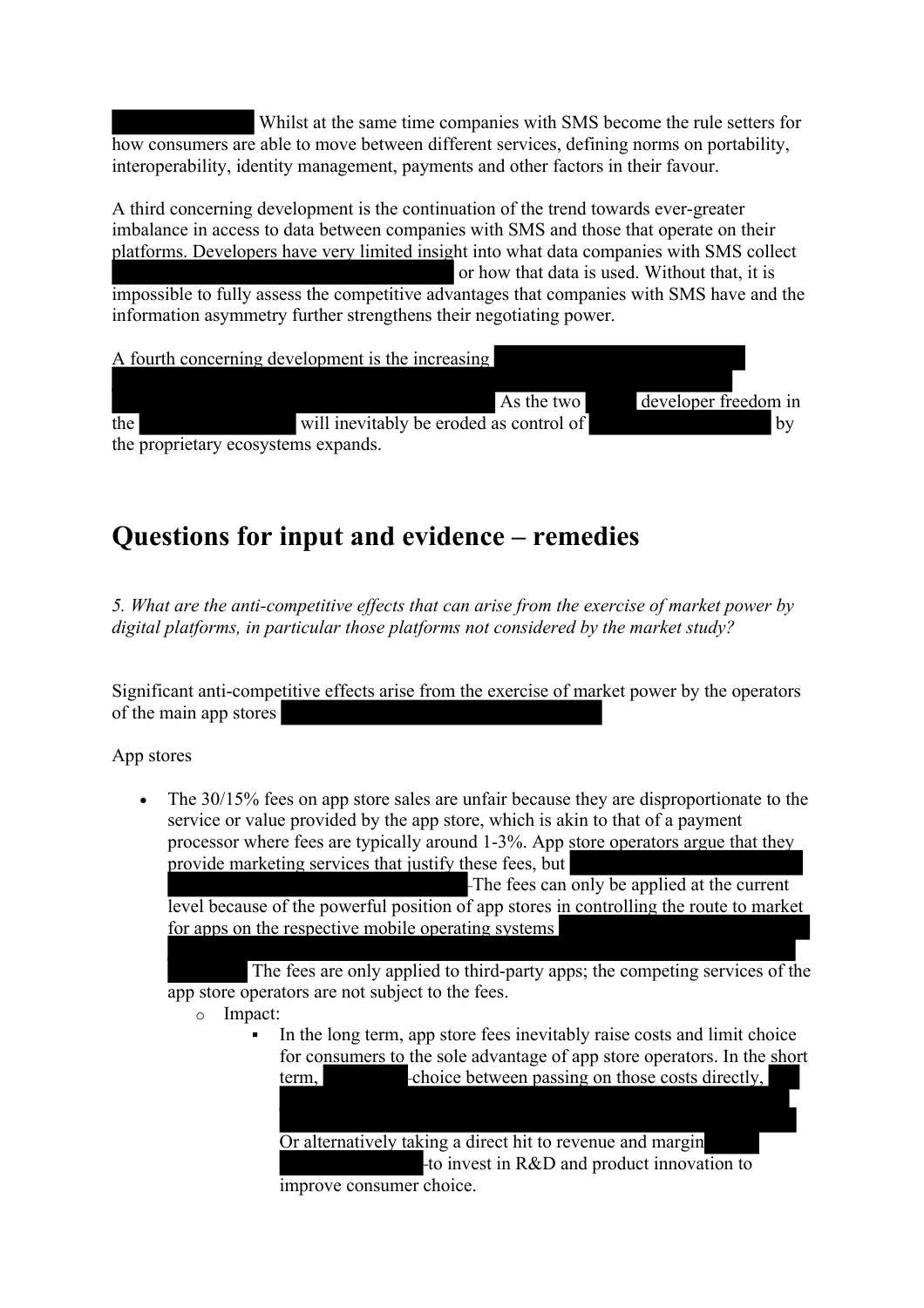Whilst at the same time companies with SMS become the rule setters for how consumers are able to move between different services, defining norms on portability, interoperability, identity management, payments and other factors in their favour.

A third concerning development is the continuation of the trend towards ever-greater imbalance in access to data between companies with SMS and those that operate on their platforms. Developers have very limited insight into what data companies with SMS collect or how that data is used. Without that, it is impossible to fully assess the competitive advantages that companies with SMS have and the information asymmetry further strengthens their negotiating power.

A fourth concerning development is the increasing As the two developer freedom in the will inevitably be eroded as control of by the proprietary ecosystems expands.

# Questions for input and evidence – remedies

*5. What are the anti-competitive effects that can arise from the exercise of market power by digital platforms, in particular those platforms not considered by the market study?*

Significant anti-competitive effects arise from the exercise of market power by the operators of the main app stores

App stores

- The 30/15% fees on app store sales are unfair because they are disproportionate to the service or value provided by the app store, which is akin to that of a payment processor where fees are typically around 1-3%. App store operators argue that they provide marketing services that justify these fees, but The fees can only be applied at the current level because of the powerful position of app stores in controlling the route to market for apps on the respective mobile operating systems The fees are only applied to third-party apps; the competing services of the app store operators are not subject to the fees.
  - Impact:
    - In the long term, app store fees inevitably raise costs and limit choice for consumers to the sole advantage of app store operators. In the short term, choice between passing on those costs directly,

      Or alternatively taking a direct hit to revenue and margin to invest in R&D and product innovation to improve consumer choice.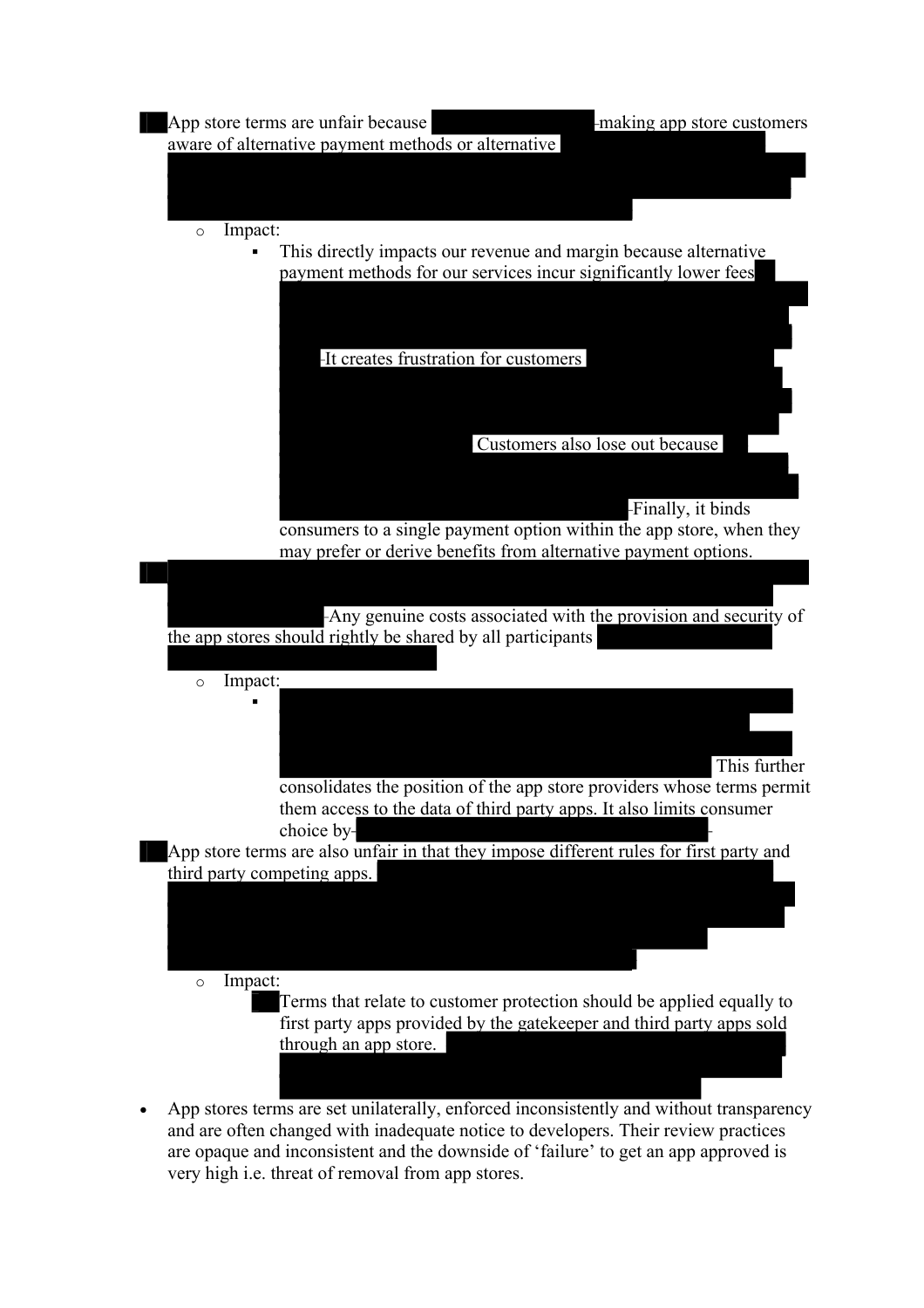- App store terms are unfair because making app store customers aware of alternative payment methods or alternative

    - Impact:
        - This directly impacts our revenue and margin because alternative payment methods for our services incur significantly lower fees It creates frustration for customers Customers also lose out because Finally, it binds consumers to a single payment option within the app store, when they may prefer or derive benefits from alternative payment options.

- Any genuine costs associated with the provision and security of the app stores should rightly be shared by all participants

    - Impact:
        - This further consolidates the position of the app store providers whose terms permit them access to the data of third party apps. It also limits consumer choice by

- App store terms are also unfair in that they impose different rules for first party and third party competing apps.

    - Impact:
        - Terms that relate to customer protection should be applied equally to first party apps provided by the gatekeeper and third party apps sold through an app store.

- App stores terms are set unilaterally, enforced inconsistently and without transparency and are often changed with inadequate notice to developers. Their review practices are opaque and inconsistent and the downside of 'failure' to get an app approved is very high i.e. threat of removal from app stores.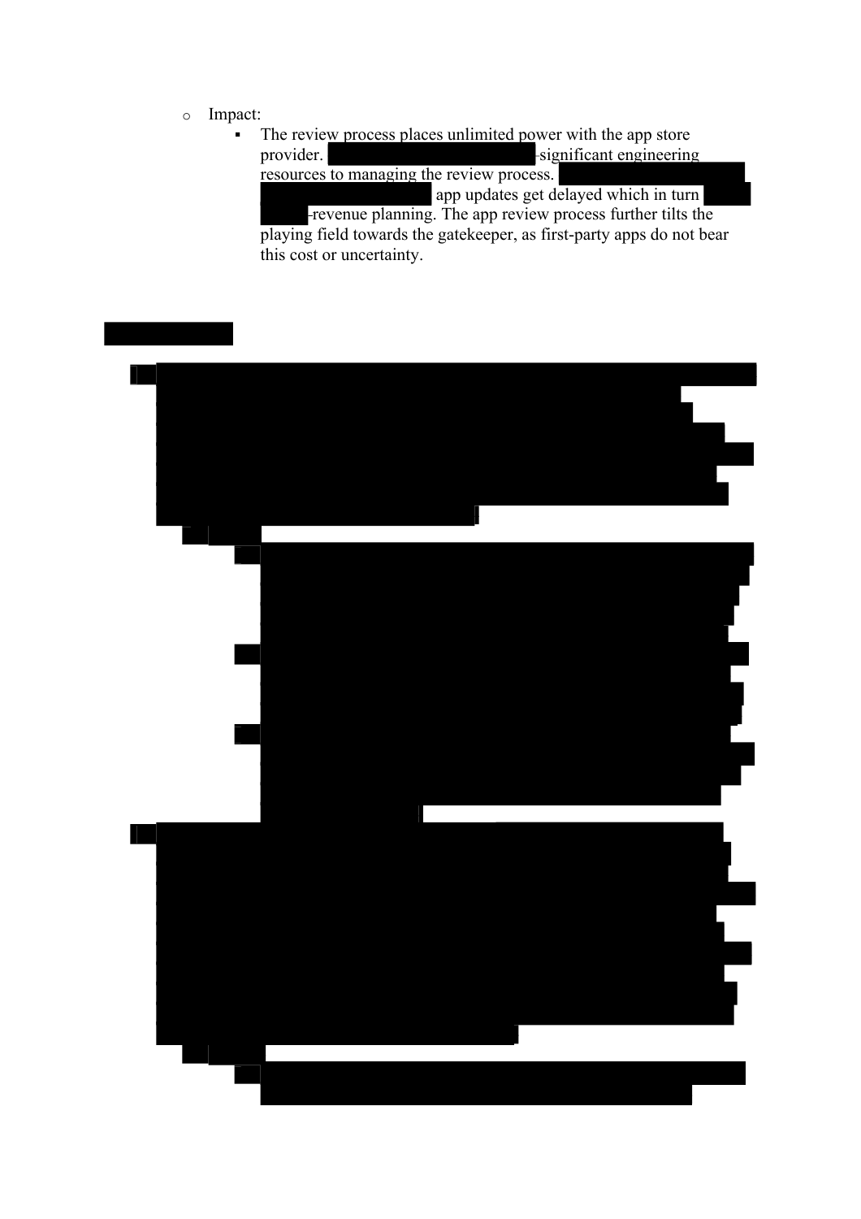- Impact:
  - The review process places unlimited power with the app store provider. significant engineering resources to managing the review process. app updates get delayed which in turn revenue planning. The app review process further tilts the playing field towards the gatekeeper, as first-party apps do not bear this cost or uncertainty.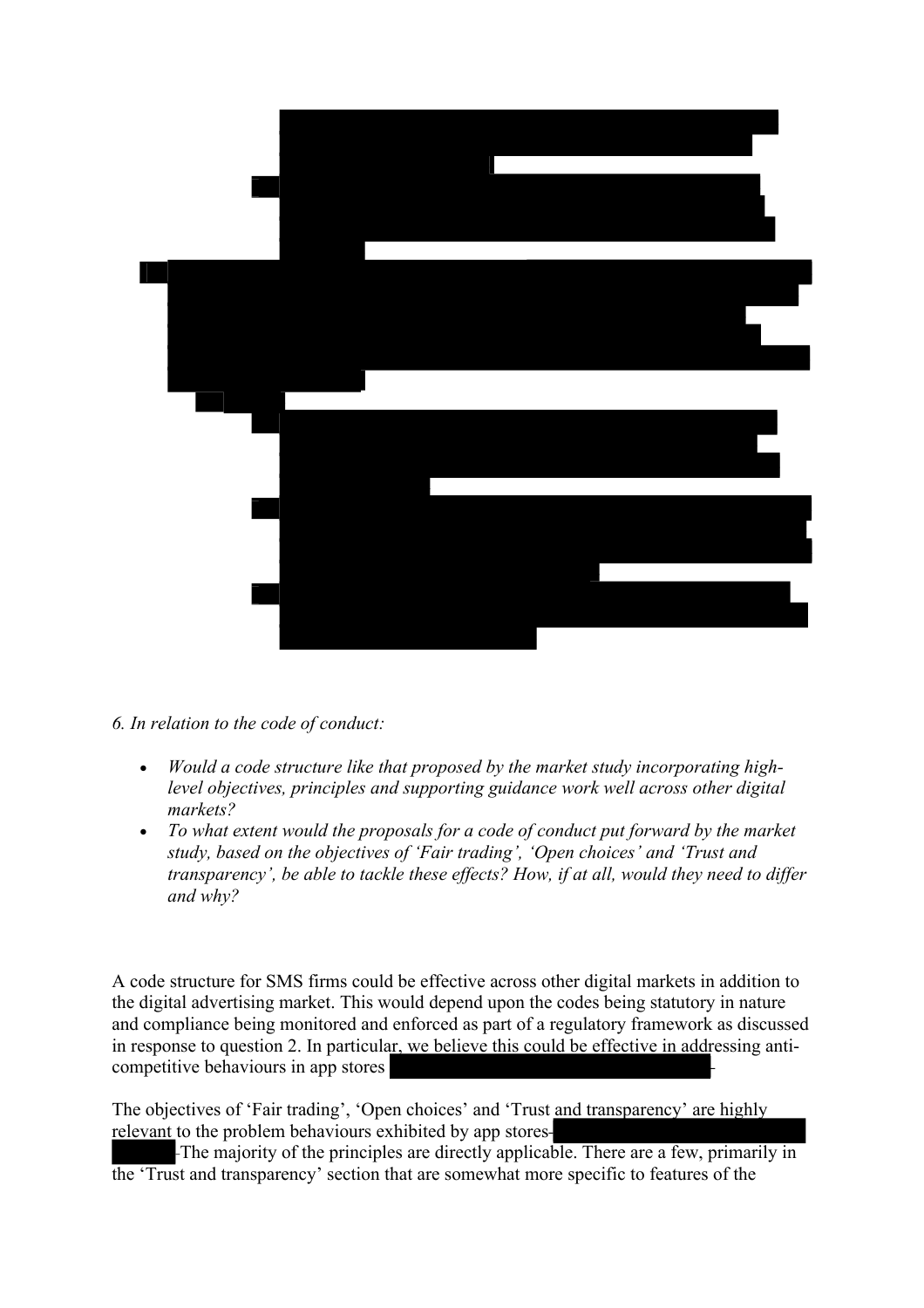6. *In relation to the code of conduct:*

- *Would a code structure like that proposed by the market study incorporating high-level objectives, principles and supporting guidance work well across other digital markets?*
- *To what extent would the proposals for a code of conduct put forward by the market study, based on the objectives of 'Fair trading', 'Open choices' and 'Trust and transparency', be able to tackle these effects? How, if at all, would they need to differ and why?*

A code structure for SMS firms could be effective across other digital markets in addition to the digital advertising market. This would depend upon the codes being statutory in nature and compliance being monitored and enforced as part of a regulatory framework as discussed in response to question 2. In particular, we believe this could be effective in addressing anti-competitive behaviours in app stores

The objectives of 'Fair trading', 'Open choices' and 'Trust and transparency' are highly relevant to the problem behaviours exhibited by app stores The majority of the principles are directly applicable. There are a few, primarily in the 'Trust and transparency' section that are somewhat more specific to features of the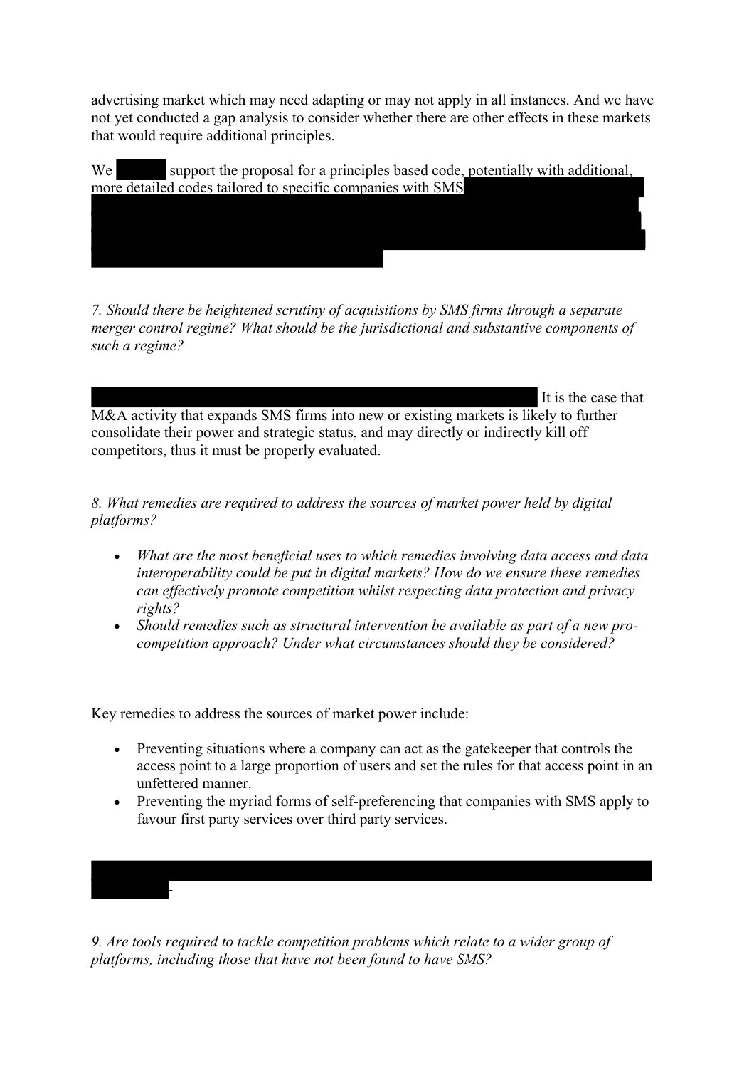advertising market which may need adapting or may not apply in all instances. And we have not yet conducted a gap analysis to consider whether there are other effects in these markets that would require additional principles.

We support the proposal for a principles based code, potentially with additional, more detailed codes tailored to specific companies with SMS

*7. Should there be heightened scrutiny of acquisitions by SMS firms through a separate merger control regime? What should be the jurisdictional and substantive components of such a regime?*

It is the case that M&A activity that expands SMS firms into new or existing markets is likely to further consolidate their power and strategic status, and may directly or indirectly kill off competitors, thus it must be properly evaluated.

*8. What remedies are required to address the sources of market power held by digital platforms?*

- *What are the most beneficial uses to which remedies involving data access and data interoperability could be put in digital markets? How do we ensure these remedies can effectively promote competition whilst respecting data protection and privacy rights?*
- *Should remedies such as structural intervention be available as part of a new pro-competition approach? Under what circumstances should they be considered?*

Key remedies to address the sources of market power include:

- Preventing situations where a company can act as the gatekeeper that controls the access point to a large proportion of users and set the rules for that access point in an unfettered manner.
- Preventing the myriad forms of self-preferencing that companies with SMS apply to favour first party services over third party services.

*9. Are tools required to tackle competition problems which relate to a wider group of platforms, including those that have not been found to have SMS?*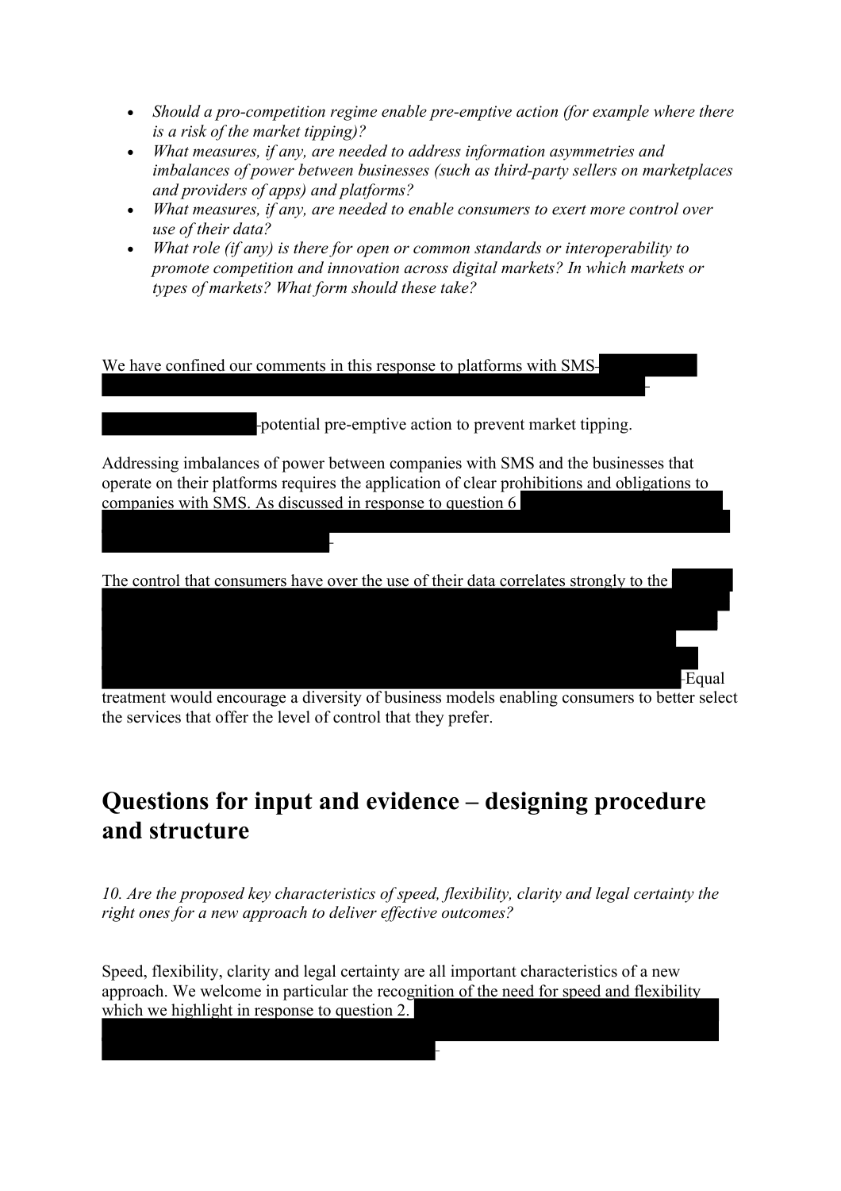- *Should a pro-competition regime enable pre-emptive action (for example where there is a risk of the market tipping)?*
- *What measures, if any, are needed to address information asymmetries and imbalances of power between businesses (such as third-party sellers on marketplaces and providers of apps) and platforms?*
- *What measures, if any, are needed to enable consumers to exert more control over use of their data?*
- *What role (if any) is there for open or common standards or interoperability to promote competition and innovation across digital markets? In which markets or types of markets? What form should these take?*

We have confined our comments in this response to platforms with SMS

potential pre-emptive action to prevent market tipping.

Addressing imbalances of power between companies with SMS and the businesses that operate on their platforms requires the application of clear prohibitions and obligations to companies with SMS. As discussed in response to question 6

The control that consumers have over the use of their data correlates strongly to the

Equal treatment would encourage a diversity of business models enabling consumers to better select the services that offer the level of control that they prefer.

## Questions for input and evidence – designing procedure and structure

*10. Are the proposed key characteristics of speed, flexibility, clarity and legal certainty the right ones for a new approach to deliver effective outcomes?*

Speed, flexibility, clarity and legal certainty are all important characteristics of a new approach. We welcome in particular the recognition of the need for speed and flexibility which we highlight in response to question 2.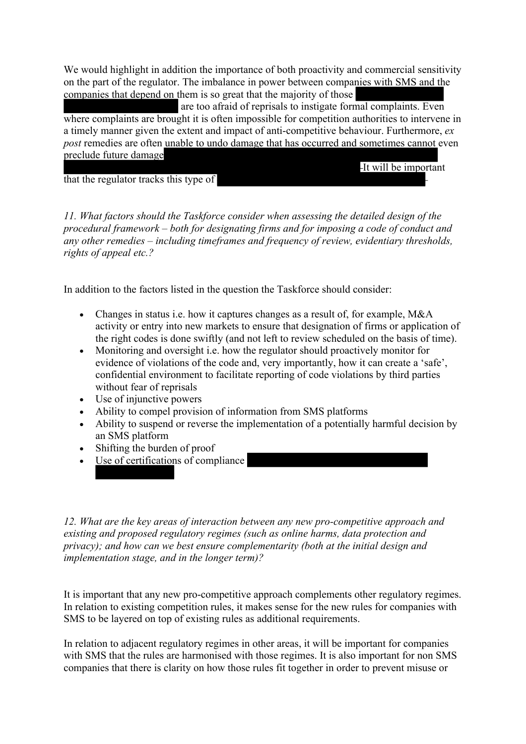We would highlight in addition the importance of both proactivity and commercial sensitivity on the part of the regulator. The imbalance in power between companies with SMS and the companies that depend on them is so great that the majority of those are too afraid of reprisals to instigate formal complaints. Even where complaints are brought it is often impossible for competition authorities to intervene in a timely manner given the extent and impact of anti-competitive behaviour. Furthermore, *ex post* remedies are often unable to undo damage that has occurred and sometimes cannot even preclude future damage It will be important that the regulator tracks this type of

*11. What factors should the Taskforce consider when assessing the detailed design of the procedural framework – both for designating firms and for imposing a code of conduct and any other remedies – including timeframes and frequency of review, evidentiary thresholds, rights of appeal etc.?*

In addition to the factors listed in the question the Taskforce should consider:

- Changes in status i.e. how it captures changes as a result of, for example, M&A activity or entry into new markets to ensure that designation of firms or application of the right codes is done swiftly (and not left to review scheduled on the basis of time).
- Monitoring and oversight i.e. how the regulator should proactively monitor for evidence of violations of the code and, very importantly, how it can create a 'safe', confidential environment to facilitate reporting of code violations by third parties without fear of reprisals
- Use of injunctive powers
- Ability to compel provision of information from SMS platforms
- Ability to suspend or reverse the implementation of a potentially harmful decision by an SMS platform
- Shifting the burden of proof
- Use of certifications of compliance

*12. What are the key areas of interaction between any new pro-competitive approach and existing and proposed regulatory regimes (such as online harms, data protection and privacy); and how can we best ensure complementarity (both at the initial design and implementation stage, and in the longer term)?*

It is important that any new pro-competitive approach complements other regulatory regimes. In relation to existing competition rules, it makes sense for the new rules for companies with SMS to be layered on top of existing rules as additional requirements.

In relation to adjacent regulatory regimes in other areas, it will be important for companies with SMS that the rules are harmonised with those regimes. It is also important for non SMS companies that there is clarity on how those rules fit together in order to prevent misuse or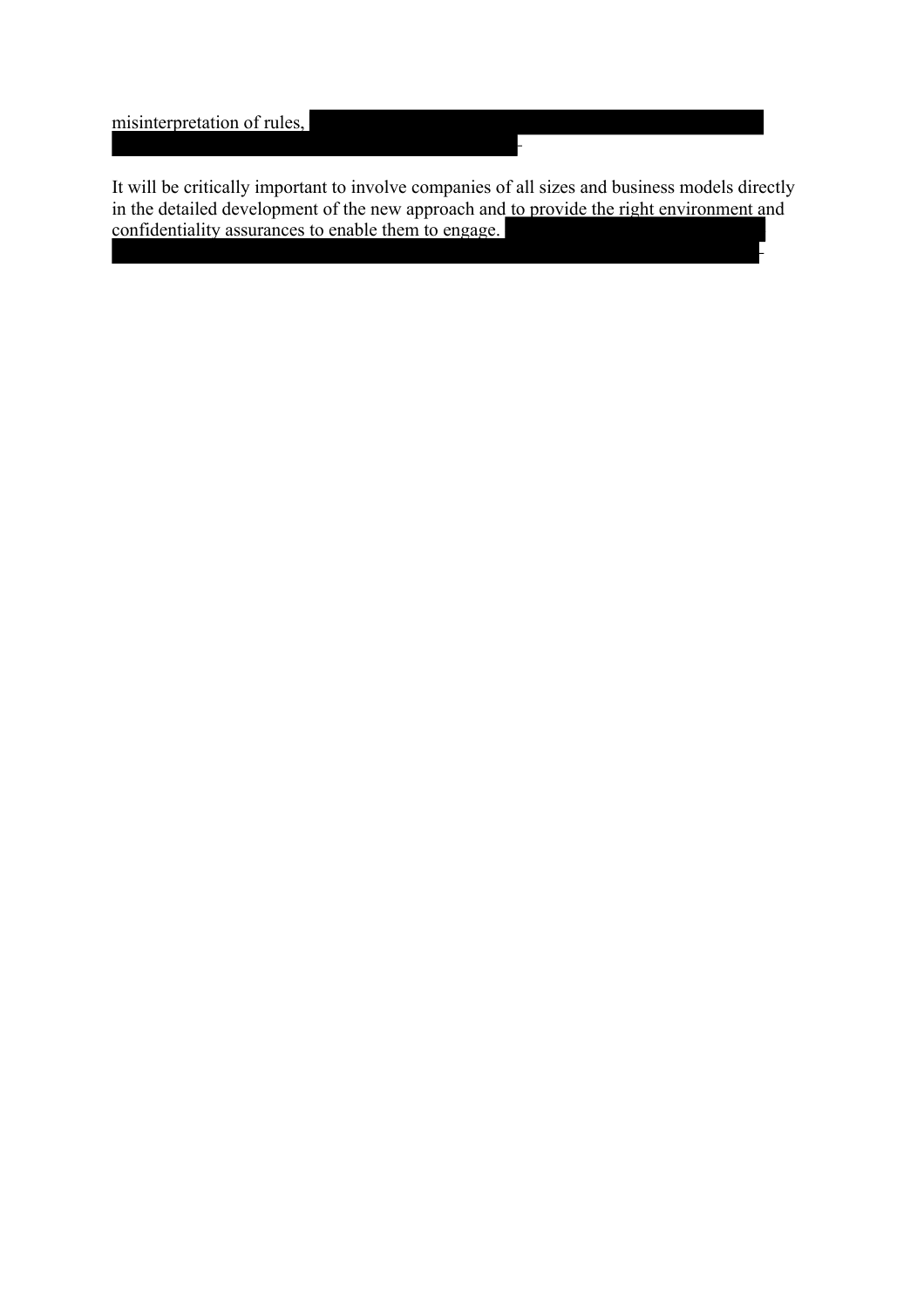misinterpretation of rules,

It will be critically important to involve companies of all sizes and business models directly in the detailed development of the new approach and to provide the right environment and confidentiality assurances to enable them to engage.